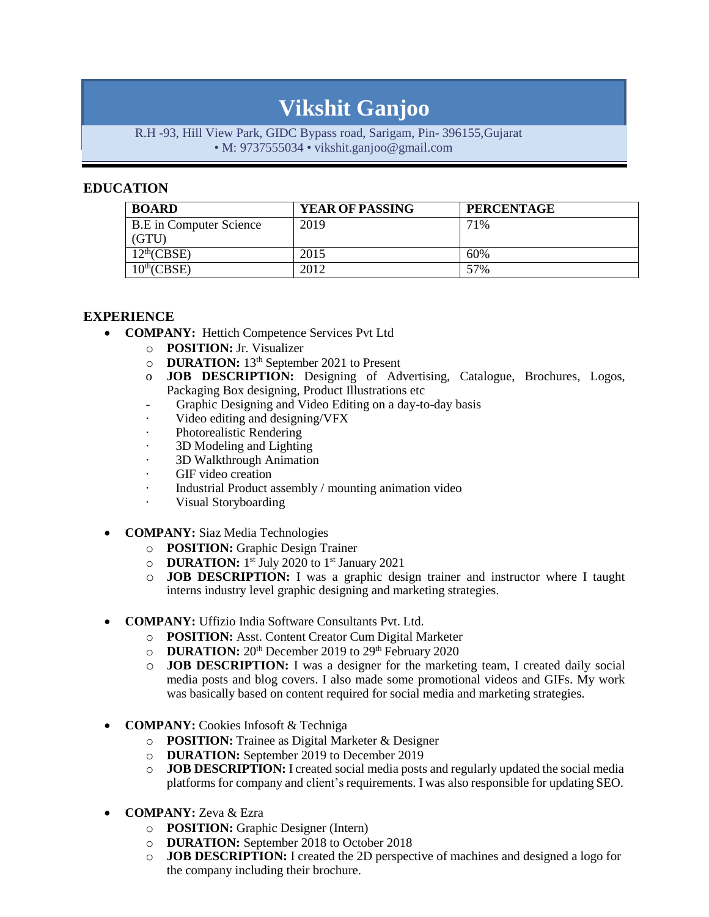# Vikshit Ganjoo

R.H -93, Hill View Park, GIDC Bypass road, Sarigam, Pin- 396155,Gujarat
• M: 9737555034 • vikshit.ganjoo@gmail.com

## EDUCATION

| BOARD | YEAR OF PASSING | PERCENTAGE |
|---|---|---|
| B.E in Computer Science (GTU) | 2019 | 71% |
| 12th(CBSE) | 2015 | 60% |
| 10th(CBSE) | 2012 | 57% |

## EXPERIENCE

- **COMPANY:** Hettich Competence Services Pvt Ltd
  - **POSITION:** Jr. Visualizer
  - **DURATION:** 13th September 2021 to Present
  - **JOB DESCRIPTION:** Designing of Advertising, Catalogue, Brochures, Logos, Packaging Box designing, Product Illustrations etc
  - Graphic Designing and Video Editing on a day-to-day basis
  - Video editing and designing/VFX
  - Photorealistic Rendering
  - 3D Modeling and Lighting
  - 3D Walkthrough Animation
  - GIF video creation
  - Industrial Product assembly / mounting animation video
  - Visual Storyboarding

- **COMPANY:** Siaz Media Technologies
  - **POSITION:** Graphic Design Trainer
  - **DURATION:** 1st July 2020 to 1st January 2021
  - **JOB DESCRIPTION:** I was a graphic design trainer and instructor where I taught interns industry level graphic designing and marketing strategies.

- **COMPANY:** Uffizio India Software Consultants Pvt. Ltd.
  - **POSITION:** Asst. Content Creator Cum Digital Marketer
  - **DURATION:** 20th December 2019 to 29th February 2020
  - **JOB DESCRIPTION:** I was a designer for the marketing team, I created daily social media posts and blog covers. I also made some promotional videos and GIFs. My work was basically based on content required for social media and marketing strategies.

- **COMPANY:** Cookies Infosoft & Techniga
  - **POSITION:** Trainee as Digital Marketer & Designer
  - **DURATION:** September 2019 to December 2019
  - **JOB DESCRIPTION:** I created social media posts and regularly updated the social media platforms for company and client's requirements. I was also responsible for updating SEO.

- **COMPANY:** Zeva & Ezra
  - **POSITION:** Graphic Designer (Intern)
  - **DURATION:** September 2018 to October 2018
  - **JOB DESCRIPTION:** I created the 2D perspective of machines and designed a logo for the company including their brochure.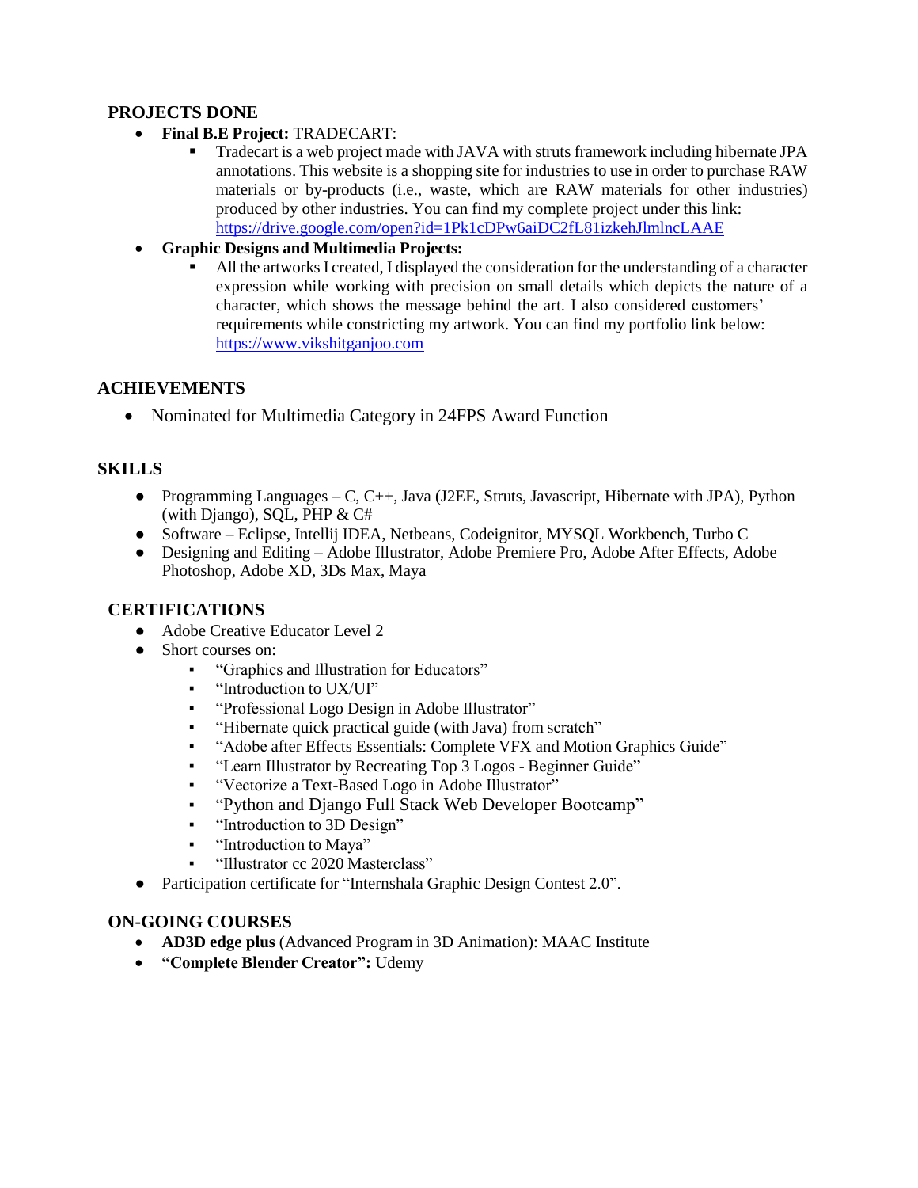## PROJECTS DONE

- **Final B.E Project:** TRADECART:
  - Tradecart is a web project made with JAVA with struts framework including hibernate JPA annotations. This website is a shopping site for industries to use in order to purchase RAW materials or by-products (i.e., waste, which are RAW materials for other industries) produced by other industries. You can find my complete project under this link: https://drive.google.com/open?id=1Pk1cDPw6aiDC2fL81izkehJlmlncLAAE
- **Graphic Designs and Multimedia Projects:**
  - All the artworks I created, I displayed the consideration for the understanding of a character expression while working with precision on small details which depicts the nature of a character, which shows the message behind the art. I also considered customers' requirements while constricting my artwork. You can find my portfolio link below: https://www.vikshitganjoo.com

## ACHIEVEMENTS

- Nominated for Multimedia Category in 24FPS Award Function

## SKILLS

- Programming Languages – C, C++, Java (J2EE, Struts, Javascript, Hibernate with JPA), Python (with Django), SQL, PHP & C#
- Software – Eclipse, Intellij IDEA, Netbeans, Codeignitor, MYSQL Workbench, Turbo C
- Designing and Editing – Adobe Illustrator, Adobe Premiere Pro, Adobe After Effects, Adobe Photoshop, Adobe XD, 3Ds Max, Maya

## CERTIFICATIONS

- Adobe Creative Educator Level 2
- Short courses on:
  - "Graphics and Illustration for Educators"
  - "Introduction to UX/UI"
  - "Professional Logo Design in Adobe Illustrator"
  - "Hibernate quick practical guide (with Java) from scratch"
  - "Adobe after Effects Essentials: Complete VFX and Motion Graphics Guide"
  - "Learn Illustrator by Recreating Top 3 Logos - Beginner Guide"
  - "Vectorize a Text-Based Logo in Adobe Illustrator"
  - "Python and Django Full Stack Web Developer Bootcamp"
  - "Introduction to 3D Design"
  - "Introduction to Maya"
  - "Illustrator cc 2020 Masterclass"
- Participation certificate for "Internshala Graphic Design Contest 2.0".

## ON-GOING COURSES

- **AD3D edge plus** (Advanced Program in 3D Animation): MAAC Institute
- **"Complete Blender Creator":** Udemy